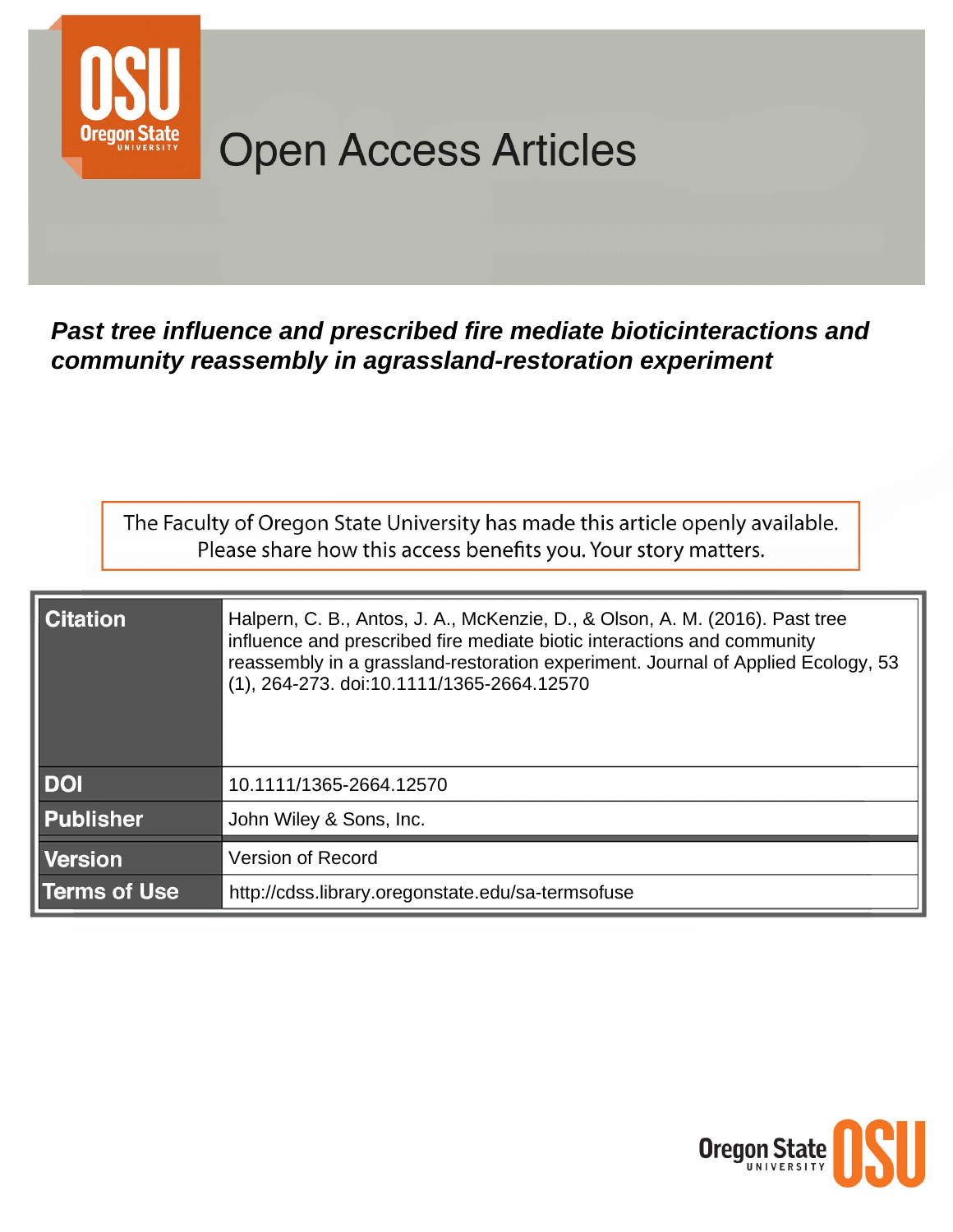# Open Access Articles

***Past tree influence and prescribed fire mediate bioticinteractions and community reassembly in agrassland-restoration experiment***

The Faculty of Oregon State University has made this article openly available. Please share how this access benefits you. Your story matters.

| | |
|---|---|
| **Citation** | Halpern, C. B., Antos, J. A., McKenzie, D., & Olson, A. M. (2016). Past tree influence and prescribed fire mediate biotic interactions and community reassembly in a grassland-restoration experiment. Journal of Applied Ecology, 53 (1), 264-273. doi:10.1111/1365-2664.12570 |
| **DOI** | 10.1111/1365-2664.12570 |
| **Publisher** | John Wiley & Sons, Inc. |
| **Version** | Version of Record |
| **Terms of Use** | http://cdss.library.oregonstate.edu/sa-termsofuse |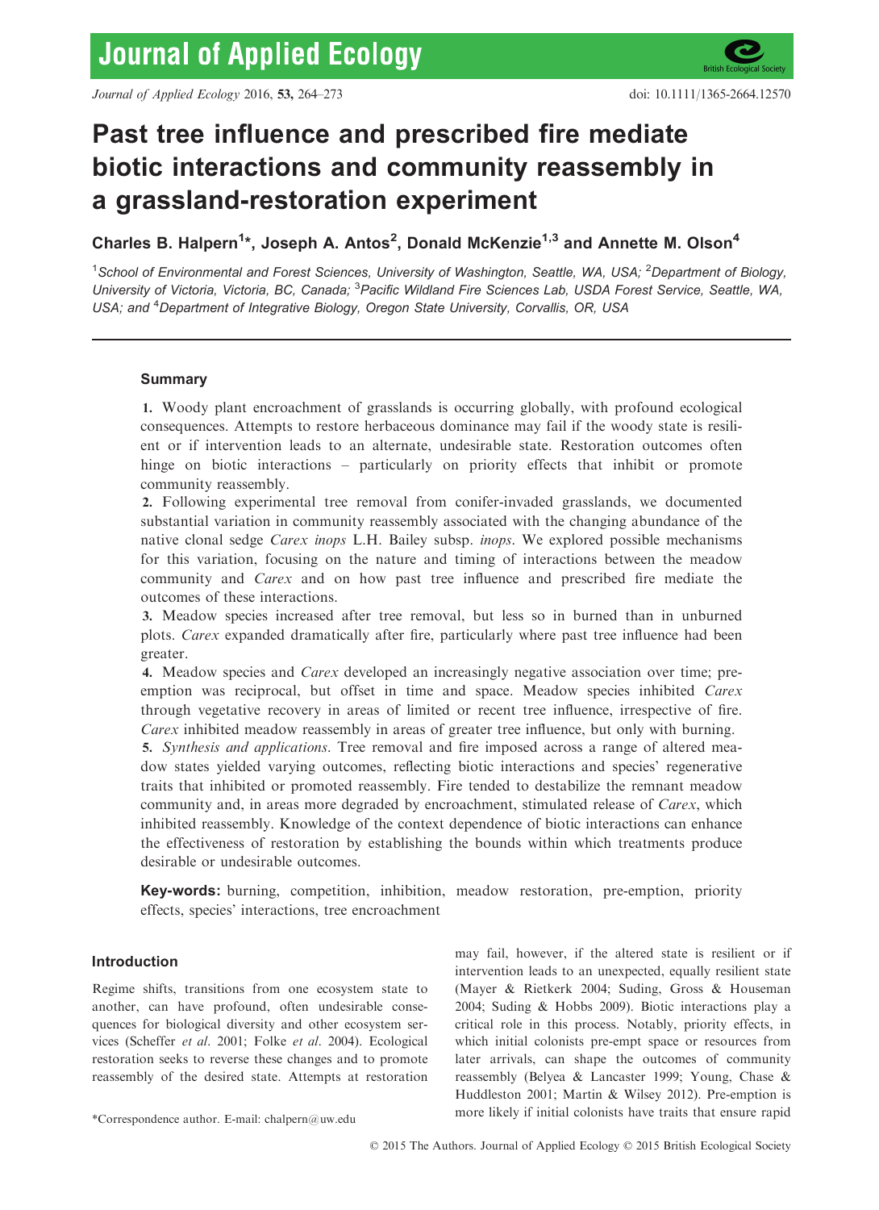# Past tree influence and prescribed fire mediate biotic interactions and community reassembly in a grassland-restoration experiment

**Charles B. Halpern[1]\*, Joseph A. Antos[2], Donald McKenzie[1,3] and Annette M. Olson[4]**

[1]School of Environmental and Forest Sciences, University of Washington, Seattle, WA, USA; [2]Department of Biology, University of Victoria, Victoria, BC, Canada; [3]Pacific Wildland Fire Sciences Lab, USDA Forest Service, Seattle, WA, USA; and [4]Department of Integrative Biology, Oregon State University, Corvallis, OR, USA

## Summary

**1.** Woody plant encroachment of grasslands is occurring globally, with profound ecological consequences. Attempts to restore herbaceous dominance may fail if the woody state is resilient or if intervention leads to an alternate, undesirable state. Restoration outcomes often hinge on biotic interactions – particularly on priority effects that inhibit or promote community reassembly.

**2.** Following experimental tree removal from conifer-invaded grasslands, we documented substantial variation in community reassembly associated with the changing abundance of the native clonal sedge *Carex inops* L.H. Bailey subsp. *inops*. We explored possible mechanisms for this variation, focusing on the nature and timing of interactions between the meadow community and *Carex* and on how past tree influence and prescribed fire mediate the outcomes of these interactions.

**3.** Meadow species increased after tree removal, but less so in burned than in unburned plots. *Carex* expanded dramatically after fire, particularly where past tree influence had been greater.

**4.** Meadow species and *Carex* developed an increasingly negative association over time; pre-emption was reciprocal, but offset in time and space. Meadow species inhibited *Carex* through vegetative recovery in areas of limited or recent tree influence, irrespective of fire. *Carex* inhibited meadow reassembly in areas of greater tree influence, but only with burning.

**5.** *Synthesis and applications*. Tree removal and fire imposed across a range of altered meadow states yielded varying outcomes, reflecting biotic interactions and species' regenerative traits that inhibited or promoted reassembly. Fire tended to destabilize the remnant meadow community and, in areas more degraded by encroachment, stimulated release of *Carex*, which inhibited reassembly. Knowledge of the context dependence of biotic interactions can enhance the effectiveness of restoration by establishing the bounds within which treatments produce desirable or undesirable outcomes.

**Key-words:** burning, competition, inhibition, meadow restoration, pre-emption, priority effects, species' interactions, tree encroachment

## Introduction

Regime shifts, transitions from one ecosystem state to another, can have profound, often undesirable consequences for biological diversity and other ecosystem services (Scheffer *et al*. 2001; Folke *et al*. 2004). Ecological restoration seeks to reverse these changes and to promote reassembly of the desired state. Attempts at restoration may fail, however, if the altered state is resilient or if intervention leads to an unexpected, equally resilient state (Mayer & Rietkerk 2004; Suding, Gross & Houseman 2004; Suding & Hobbs 2009). Biotic interactions play a critical role in this process. Notably, priority effects, in which initial colonists pre-empt space or resources from later arrivals, can shape the outcomes of community reassembly (Belyea & Lancaster 1999; Young, Chase & Huddleston 2001; Martin & Wilsey 2012). Pre-emption is more likely if initial colonists have traits that ensure rapid

\*Correspondence author. E-mail: chalpern@uw.edu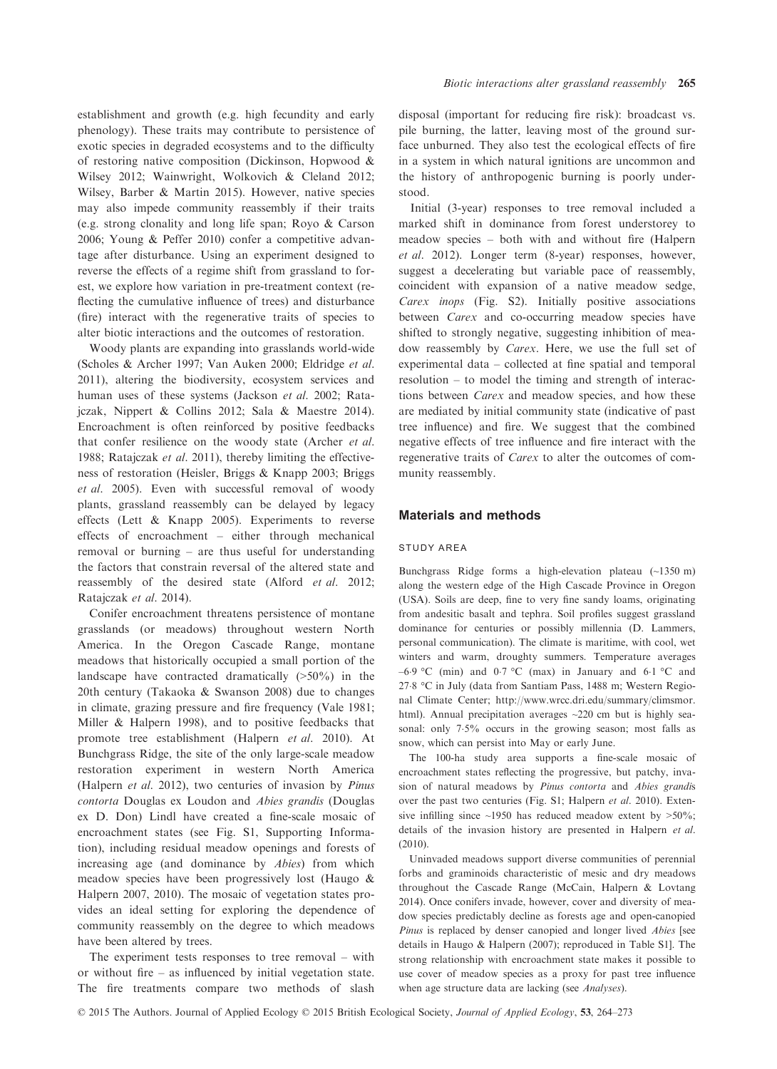establishment and growth (e.g. high fecundity and early phenology). These traits may contribute to persistence of exotic species in degraded ecosystems and to the difficulty of restoring native composition (Dickinson, Hopwood & Wilsey 2012; Wainwright, Wolkovich & Cleland 2012; Wilsey, Barber & Martin 2015). However, native species may also impede community reassembly if their traits (e.g. strong clonality and long life span; Royo & Carson 2006; Young & Peffer 2010) confer a competitive advantage after disturbance. Using an experiment designed to reverse the effects of a regime shift from grassland to forest, we explore how variation in pre-treatment context (reflecting the cumulative influence of trees) and disturbance (fire) interact with the regenerative traits of species to alter biotic interactions and the outcomes of restoration.

Woody plants are expanding into grasslands world-wide (Scholes & Archer 1997; Van Auken 2000; Eldridge *et al.* 2011), altering the biodiversity, ecosystem services and human uses of these systems (Jackson *et al.* 2002; Ratajczak, Nippert & Collins 2012; Sala & Maestre 2014). Encroachment is often reinforced by positive feedbacks that confer resilience on the woody state (Archer *et al.* 1988; Ratajczak *et al.* 2011), thereby limiting the effectiveness of restoration (Heisler, Briggs & Knapp 2003; Briggs *et al.* 2005). Even with successful removal of woody plants, grassland reassembly can be delayed by legacy effects (Lett & Knapp 2005). Experiments to reverse effects of encroachment – either through mechanical removal or burning – are thus useful for understanding the factors that constrain reversal of the altered state and reassembly of the desired state (Alford *et al.* 2012; Ratajczak *et al.* 2014).

Conifer encroachment threatens persistence of montane grasslands (or meadows) throughout western North America. In the Oregon Cascade Range, montane meadows that historically occupied a small portion of the landscape have contracted dramatically (>50%) in the 20th century (Takaoka & Swanson 2008) due to changes in climate, grazing pressure and fire frequency (Vale 1981; Miller & Halpern 1998), and to positive feedbacks that promote tree establishment (Halpern *et al.* 2010). At Bunchgrass Ridge, the site of the only large-scale meadow restoration experiment in western North America (Halpern *et al.* 2012), two centuries of invasion by *Pinus contorta* Douglas ex Loudon and *Abies grandis* (Douglas ex D. Don) Lindl have created a fine-scale mosaic of encroachment states (see Fig. S1, Supporting Information), including residual meadow openings and forests of increasing age (and dominance by *Abies*) from which meadow species have been progressively lost (Haugo & Halpern 2007, 2010). The mosaic of vegetation states provides an ideal setting for exploring the dependence of community reassembly on the degree to which meadows have been altered by trees.

The experiment tests responses to tree removal – with or without fire – as influenced by initial vegetation state. The fire treatments compare two methods of slash disposal (important for reducing fire risk): broadcast vs. pile burning, the latter, leaving most of the ground surface unburned. They also test the ecological effects of fire in a system in which natural ignitions are uncommon and the history of anthropogenic burning is poorly understood.

Initial (3-year) responses to tree removal included a marked shift in dominance from forest understorey to meadow species – both with and without fire (Halpern *et al.* 2012). Longer term (8-year) responses, however, suggest a decelerating but variable pace of reassembly, coincident with expansion of a native meadow sedge, *Carex inops* (Fig. S2). Initially positive associations between *Carex* and co-occurring meadow species have shifted to strongly negative, suggesting inhibition of meadow reassembly by *Carex*. Here, we use the full set of experimental data – collected at fine spatial and temporal resolution – to model the timing and strength of interactions between *Carex* and meadow species, and how these are mediated by initial community state (indicative of past tree influence) and fire. We suggest that the combined negative effects of tree influence and fire interact with the regenerative traits of *Carex* to alter the outcomes of community reassembly.

## Materials and methods

### STUDY AREA

Bunchgrass Ridge forms a high-elevation plateau (~1350 m) along the western edge of the High Cascade Province in Oregon (USA). Soils are deep, fine to very fine sandy loams, originating from andesitic basalt and tephra. Soil profiles suggest grassland dominance for centuries or possibly millennia (D. Lammers, personal communication). The climate is maritime, with cool, wet winters and warm, droughty summers. Temperature averages –6·9 °C (min) and 0·7 °C (max) in January and 6·1 °C and 27·8 °C in July (data from Santiam Pass, 1488 m; Western Regional Climate Center; http://www.wrcc.dri.edu/summary/climsmor.html). Annual precipitation averages ~220 cm but is highly seasonal: only 7·5% occurs in the growing season; most falls as snow, which can persist into May or early June.

The 100-ha study area supports a fine-scale mosaic of encroachment states reflecting the progressive, but patchy, invasion of natural meadows by *Pinus contorta* and *Abies grandis* over the past two centuries (Fig. S1; Halpern *et al.* 2010). Extensive infilling since ~1950 has reduced meadow extent by >50%; details of the invasion history are presented in Halpern *et al.* (2010).

Uninvaded meadows support diverse communities of perennial forbs and graminoids characteristic of mesic and dry meadows throughout the Cascade Range (McCain, Halpern & Lovtang 2014). Once conifers invade, however, cover and diversity of meadow species predictably decline as forests age and open-canopied *Pinus* is replaced by denser canopied and longer lived *Abies* [see details in Haugo & Halpern (2007); reproduced in Table S1]. The strong relationship with encroachment state makes it possible to use cover of meadow species as a proxy for past tree influence when age structure data are lacking (see *Analyses*).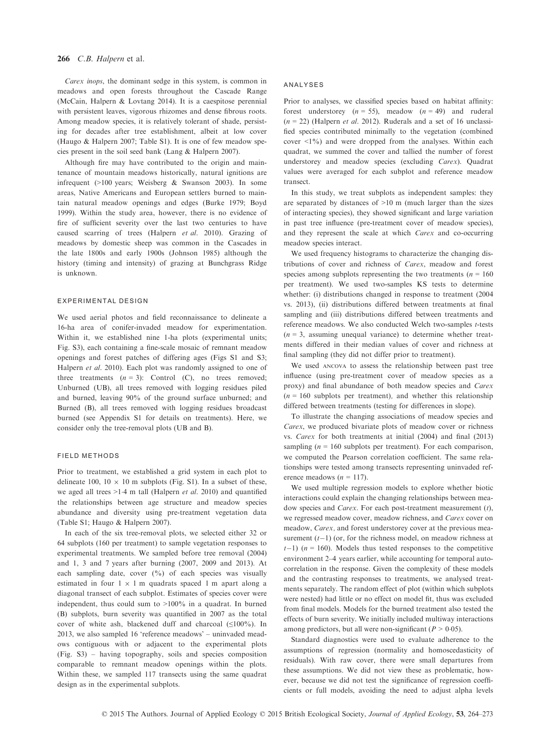*Carex inops*, the dominant sedge in this system, is common in meadows and open forests throughout the Cascade Range (McCain, Halpern & Lovtang 2014). It is a caespitose perennial with persistent leaves, vigorous rhizomes and dense fibrous roots. Among meadow species, it is relatively tolerant of shade, persisting for decades after tree establishment, albeit at low cover (Haugo & Halpern 2007; Table S1). It is one of few meadow species present in the soil seed bank (Lang & Halpern 2007).

Although fire may have contributed to the origin and maintenance of mountain meadows historically, natural ignitions are infrequent (>100 years; Weisberg & Swanson 2003). In some areas, Native Americans and European settlers burned to maintain natural meadow openings and edges (Burke 1979; Boyd 1999). Within the study area, however, there is no evidence of fire of sufficient severity over the last two centuries to have caused scarring of trees (Halpern *et al.* 2010). Grazing of meadows by domestic sheep was common in the Cascades in the late 1800s and early 1900s (Johnson 1985) although the history (timing and intensity) of grazing at Bunchgrass Ridge is unknown.

### EXPERIMENTAL DESIGN

We used aerial photos and field reconnaissance to delineate a 16-ha area of conifer-invaded meadow for experimentation. Within it, we established nine 1-ha plots (experimental units; Fig. S3), each containing a fine-scale mosaic of remnant meadow openings and forest patches of differing ages (Figs S1 and S3; Halpern *et al.* 2010). Each plot was randomly assigned to one of three treatments ($n = 3$): Control (C), no trees removed; Unburned (UB), all trees removed with logging residues piled and burned, leaving 90% of the ground surface unburned; and Burned (B), all trees removed with logging residues broadcast burned (see Appendix S1 for details on treatments). Here, we consider only the tree-removal plots (UB and B).

### FIELD METHODS

Prior to treatment, we established a grid system in each plot to delineate 100, 10 × 10 m subplots (Fig. S1). In a subset of these, we aged all trees >1·4 m tall (Halpern *et al.* 2010) and quantified the relationships between age structure and meadow species abundance and diversity using pre-treatment vegetation data (Table S1; Haugo & Halpern 2007).

In each of the six tree-removal plots, we selected either 32 or 64 subplots (160 per treatment) to sample vegetation responses to experimental treatments. We sampled before tree removal (2004) and 1, 3 and 7 years after burning (2007, 2009 and 2013). At each sampling date, cover (%) of each species was visually estimated in four 1 × 1 m quadrats spaced 1 m apart along a diagonal transect of each subplot. Estimates of species cover were independent, thus could sum to >100% in a quadrat. In burned (B) subplots, burn severity was quantified in 2007 as the total cover of white ash, blackened duff and charcoal (≤100%). In 2013, we also sampled 16 'reference meadows' – uninvaded meadows contiguous with or adjacent to the experimental plots (Fig. S3) – having topography, soils and species composition comparable to remnant meadow openings within the plots. Within these, we sampled 117 transects using the same quadrat design as in the experimental subplots.

### ANALYSES

Prior to analyses, we classified species based on habitat affinity: forest understorey ($n = 55$), meadow ($n = 49$) and ruderal ($n = 22$) (Halpern *et al.* 2012). Ruderals and a set of 16 unclassified species contributed minimally to the vegetation (combined cover <1%) and were dropped from the analyses. Within each quadrat, we summed the cover and tallied the number of forest understorey and meadow species (excluding *Carex*). Quadrat values were averaged for each subplot and reference meadow transect.

In this study, we treat subplots as independent samples: they are separated by distances of >10 m (much larger than the sizes of interacting species), they showed significant and large variation in past tree influence (pre-treatment cover of meadow species), and they represent the scale at which *Carex* and co-occurring meadow species interact.

We used frequency histograms to characterize the changing distributions of cover and richness of *Carex*, meadow and forest species among subplots representing the two treatments ($n = 160$ per treatment). We used two-samples KS tests to determine whether: (i) distributions changed in response to treatment (2004 vs. 2013), (ii) distributions differed between treatments at final sampling and (iii) distributions differed between treatments and reference meadows. We also conducted Welch two-samples *t*-tests ($n = 3$, assuming unequal variance) to determine whether treatments differed in their median values of cover and richness at final sampling (they did not differ prior to treatment).

We used ANCOVA to assess the relationship between past tree influence (using pre-treatment cover of meadow species as a proxy) and final abundance of both meadow species and *Carex* ($n = 160$ subplots per treatment), and whether this relationship differed between treatments (testing for differences in slope).

To illustrate the changing associations of meadow species and *Carex*, we produced bivariate plots of meadow cover or richness vs. *Carex* for both treatments at initial (2004) and final (2013) sampling ($n = 160$ subplots per treatment). For each comparison, we computed the Pearson correlation coefficient. The same relationships were tested among transects representing uninvaded reference meadows ($n = 117$).

We used multiple regression models to explore whether biotic interactions could explain the changing relationships between meadow species and *Carex*. For each post-treatment measurement ($t$), we regressed meadow cover, meadow richness, and *Carex* cover on meadow, *Carex*, and forest understorey cover at the previous measurement ($t-1$) (or, for the richness model, on meadow richness at $t-1$) ($n = 160$). Models thus tested responses to the competitive environment 2–4 years earlier, while accounting for temporal autocorrelation in the response. Given the complexity of these models and the contrasting responses to treatments, we analysed treatments separately. The random effect of plot (within which subplots were nested) had little or no effect on model fit, thus was excluded from final models. Models for the burned treatment also tested the effects of burn severity. We initially included multiway interactions among predictors, but all were non-significant ($P > 0{\cdot}05$).

Standard diagnostics were used to evaluate adherence to the assumptions of regression (normality and homoscedasticity of residuals). With raw cover, there were small departures from these assumptions. We did not view these as problematic, however, because we did not test the significance of regression coefficients or full models, avoiding the need to adjust alpha levels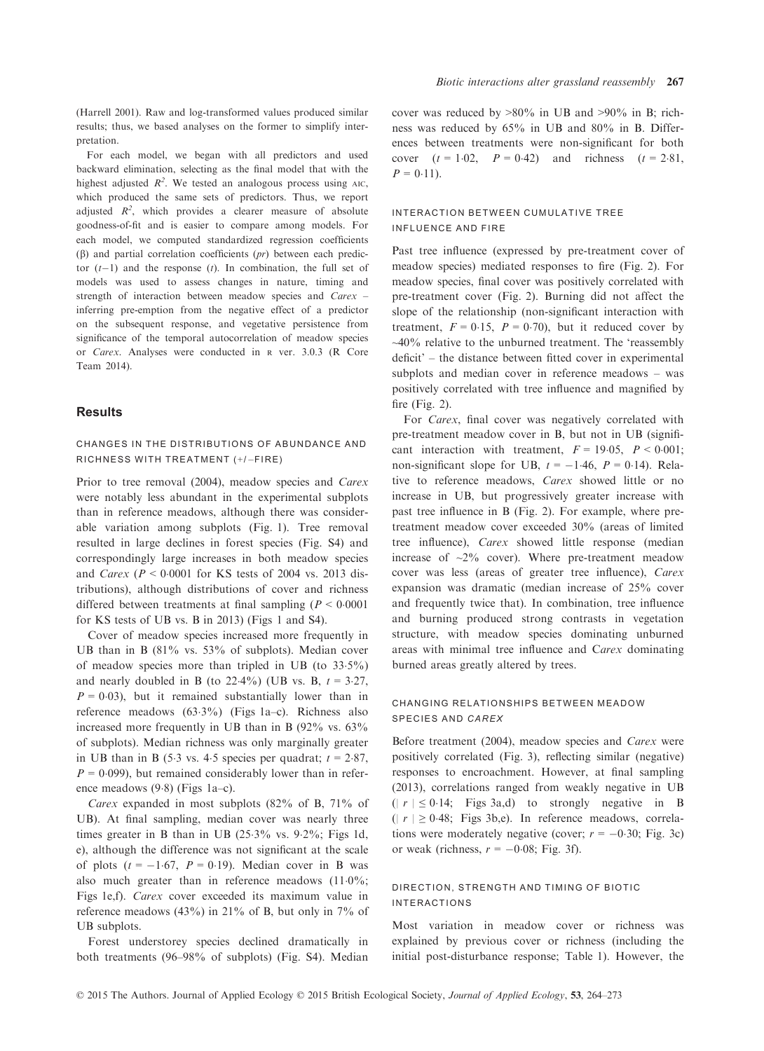(Harrell 2001). Raw and log-transformed values produced similar results; thus, we based analyses on the former to simplify interpretation.

For each model, we began with all predictors and used backward elimination, selecting as the final model that with the highest adjusted $R^2$. We tested an analogous process using AIC, which produced the same sets of predictors. Thus, we report adjusted $R^2$, which provides a clearer measure of absolute goodness-of-fit and is easier to compare among models. For each model, we computed standardized regression coefficients ($\beta$) and partial correlation coefficients ($pr$) between each predictor ($t-1$) and the response ($t$). In combination, the full set of models was used to assess changes in nature, timing and strength of interaction between meadow species and *Carex* – inferring pre-emption from the negative effect of a predictor on the subsequent response, and vegetative persistence from significance of the temporal autocorrelation of meadow species or *Carex*. Analyses were conducted in R ver. 3.0.3 (R Core Team 2014).

## Results

### CHANGES IN THE DISTRIBUTIONS OF ABUNDANCE AND RICHNESS WITH TREATMENT (+/−FIRE)

Prior to tree removal (2004), meadow species and *Carex* were notably less abundant in the experimental subplots than in reference meadows, although there was considerable variation among subplots (Fig. 1). Tree removal resulted in large declines in forest species (Fig. S4) and correspondingly large increases in both meadow species and *Carex* ($P < 0.0001$ for KS tests of 2004 vs. 2013 distributions), although distributions of cover and richness differed between treatments at final sampling ($P < 0.0001$ for KS tests of UB vs. B in 2013) (Figs 1 and S4).

Cover of meadow species increased more frequently in UB than in B (81% vs. 53% of subplots). Median cover of meadow species more than tripled in UB (to 33·5%) and nearly doubled in B (to 22·4%) (UB vs. B, $t = 3.27$, $P = 0.03$), but it remained substantially lower than in reference meadows (63·3%) (Figs 1a–c). Richness also increased more frequently in UB than in B (92% vs. 63% of subplots). Median richness was only marginally greater in UB than in B (5·3 vs. 4·5 species per quadrat; $t = 2.87$, $P = 0.099$), but remained considerably lower than in reference meadows (9·8) (Figs 1a–c).

*Carex* expanded in most subplots (82% of B, 71% of UB). At final sampling, median cover was nearly three times greater in B than in UB (25·3% vs. 9·2%; Figs 1d, e), although the difference was not significant at the scale of plots ($t = -1.67$, $P = 0.19$). Median cover in B was also much greater than in reference meadows (11·0%; Figs 1e,f). *Carex* cover exceeded its maximum value in reference meadows (43%) in 21% of B, but only in 7% of UB subplots.

Forest understorey species declined dramatically in both treatments (96–98% of subplots) (Fig. S4). Median cover was reduced by >80% in UB and >90% in B; richness was reduced by 65% in UB and 80% in B. Differences between treatments were non-significant for both cover ($t = 1.02$, $P = 0.42$) and richness ($t = 2.81$, $P = 0.11$).

### INTERACTION BETWEEN CUMULATIVE TREE INFLUENCE AND FIRE

Past tree influence (expressed by pre-treatment cover of meadow species) mediated responses to fire (Fig. 2). For meadow species, final cover was positively correlated with pre-treatment cover (Fig. 2). Burning did not affect the slope of the relationship (non-significant interaction with treatment, $F = 0.15$, $P = 0.70$), but it reduced cover by ~40% relative to the unburned treatment. The 'reassembly deficit' – the distance between fitted cover in experimental subplots and median cover in reference meadows – was positively correlated with tree influence and magnified by fire (Fig. 2).

For *Carex*, final cover was negatively correlated with pre-treatment meadow cover in B, but not in UB (significant interaction with treatment, $F = 19.05$, $P < 0.001$; non-significant slope for UB, $t = -1.46$, $P = 0.14$). Relative to reference meadows, *Carex* showed little or no increase in UB, but progressively greater increase with past tree influence in B (Fig. 2). For example, where pre-treatment meadow cover exceeded 30% (areas of limited tree influence), *Carex* showed little response (median increase of ~2% cover). Where pre-treatment meadow cover was less (areas of greater tree influence), *Carex* expansion was dramatic (median increase of 25% cover and frequently twice that). In combination, tree influence and burning produced strong contrasts in vegetation structure, with meadow species dominating unburned areas with minimal tree influence and Carex dominating burned areas greatly altered by trees.

### CHANGING RELATIONSHIPS BETWEEN MEADOW SPECIES AND *CAREX*

Before treatment (2004), meadow species and *Carex* were positively correlated (Fig. 3), reflecting similar (negative) responses to encroachment. However, at final sampling (2013), correlations ranged from weakly negative in UB ($|r| \leq 0.14$; Figs 3a,d) to strongly negative in B ($|r| \geq 0.48$; Figs 3b,e). In reference meadows, correlations were moderately negative (cover; $r = -0.30$; Fig. 3c) or weak (richness, $r = -0.08$; Fig. 3f).

### DIRECTION, STRENGTH AND TIMING OF BIOTIC INTERACTIONS

Most variation in meadow cover or richness was explained by previous cover or richness (including the initial post-disturbance response; Table 1). However, the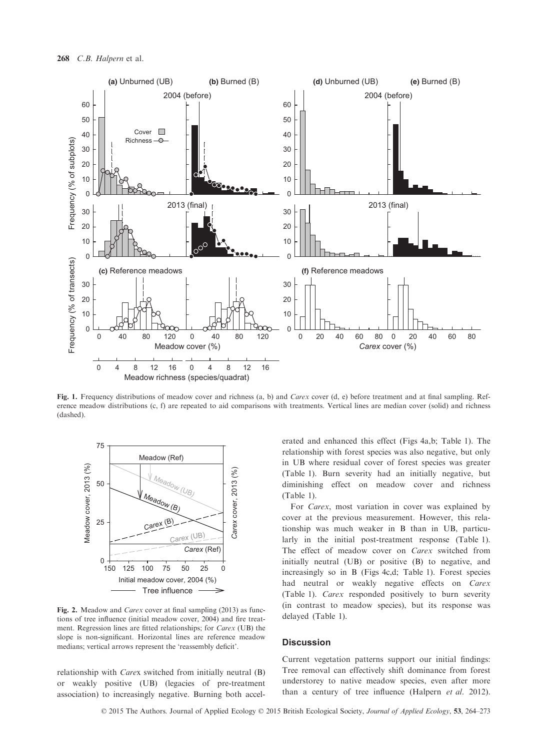Fig. 1. Frequency distributions of meadow cover and richness (a, b) and *Carex* cover (d, e) before treatment and at final sampling. Reference meadow distributions (c, f) are repeated to aid comparisons with treatments. Vertical lines are median cover (solid) and richness (dashed).

Fig. 2. Meadow and *Carex* cover at final sampling (2013) as functions of tree influence (initial meadow cover, 2004) and fire treatment. Regression lines are fitted relationships; for *Carex* (UB) the slope is non-significant. Horizontal lines are reference meadow medians; vertical arrows represent the 'reassembly deficit'.

relationship with *Carex* switched from initially neutral (B) or weakly positive (UB) (legacies of pre-treatment association) to increasingly negative. Burning both accelerated and enhanced this effect (Figs 4a,b; Table 1). The relationship with forest species was also negative, but only in UB where residual cover of forest species was greater (Table 1). Burn severity had an initially negative, but diminishing effect on meadow cover and richness (Table 1).

For *Carex*, most variation in cover was explained by cover at the previous measurement. However, this relationship was much weaker in B than in UB, particularly in the initial post-treatment response (Table 1). The effect of meadow cover on *Carex* switched from initially neutral (UB) or positive (B) to negative, and increasingly so in B (Figs 4c,d; Table 1). Forest species had neutral or weakly negative effects on *Carex* (Table 1). *Carex* responded positively to burn severity (in contrast to meadow species), but its response was delayed (Table 1).

## Discussion

Current vegetation patterns support our initial findings: Tree removal can effectively shift dominance from forest understorey to native meadow species, even after more than a century of tree influence (Halpern *et al.* 2012).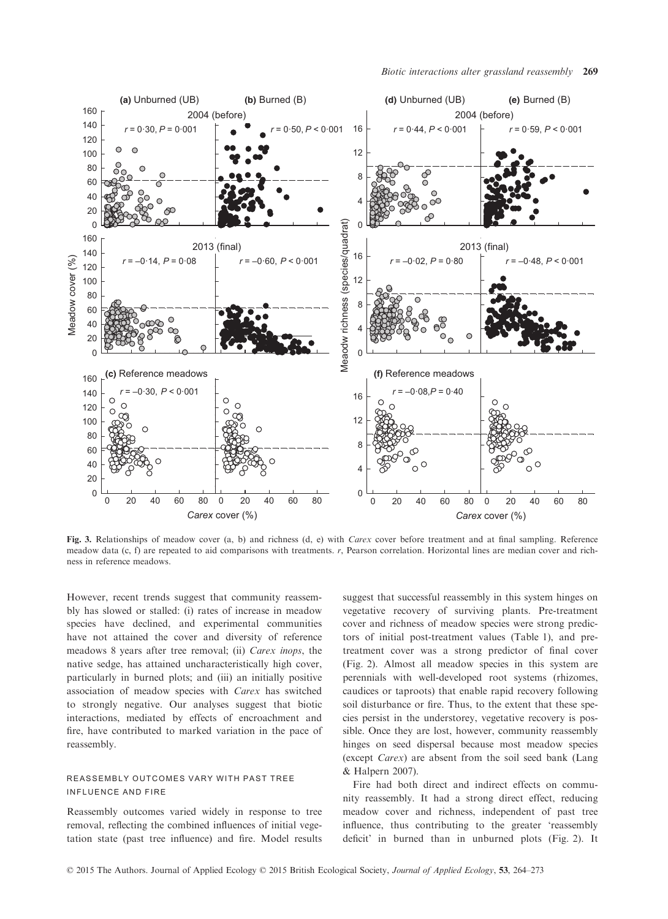**Fig. 3.** Relationships of meadow cover (a, b) and richness (d, e) with *Carex* cover before treatment and at final sampling. Reference meadow data (c, f) are repeated to aid comparisons with treatments. *r*, Pearson correlation. Horizontal lines are median cover and richness in reference meadows.

However, recent trends suggest that community reassembly has slowed or stalled: (i) rates of increase in meadow species have declined, and experimental communities have not attained the cover and diversity of reference meadows 8 years after tree removal; (ii) *Carex inops*, the native sedge, has attained uncharacteristically high cover, particularly in burned plots; and (iii) an initially positive association of meadow species with *Carex* has switched to strongly negative. Our analyses suggest that biotic interactions, mediated by effects of encroachment and fire, have contributed to marked variation in the pace of reassembly.

## REASSEMBLY OUTCOMES VARY WITH PAST TREE INFLUENCE AND FIRE

Reassembly outcomes varied widely in response to tree removal, reflecting the combined influences of initial vegetation state (past tree influence) and fire. Model results suggest that successful reassembly in this system hinges on vegetative recovery of surviving plants. Pre-treatment cover and richness of meadow species were strong predictors of initial post-treatment values (Table 1), and pre-treatment cover was a strong predictor of final cover (Fig. 2). Almost all meadow species in this system are perennials with well-developed root systems (rhizomes, caudices or taproots) that enable rapid recovery following soil disturbance or fire. Thus, to the extent that these species persist in the understorey, vegetative recovery is possible. Once they are lost, however, community reassembly hinges on seed dispersal because most meadow species (except *Carex*) are absent from the soil seed bank (Lang & Halpern 2007).

Fire had both direct and indirect effects on community reassembly. It had a strong direct effect, reducing meadow cover and richness, independent of past tree influence, thus contributing to the greater 'reassembly deficit' in burned than in unburned plots (Fig. 2). It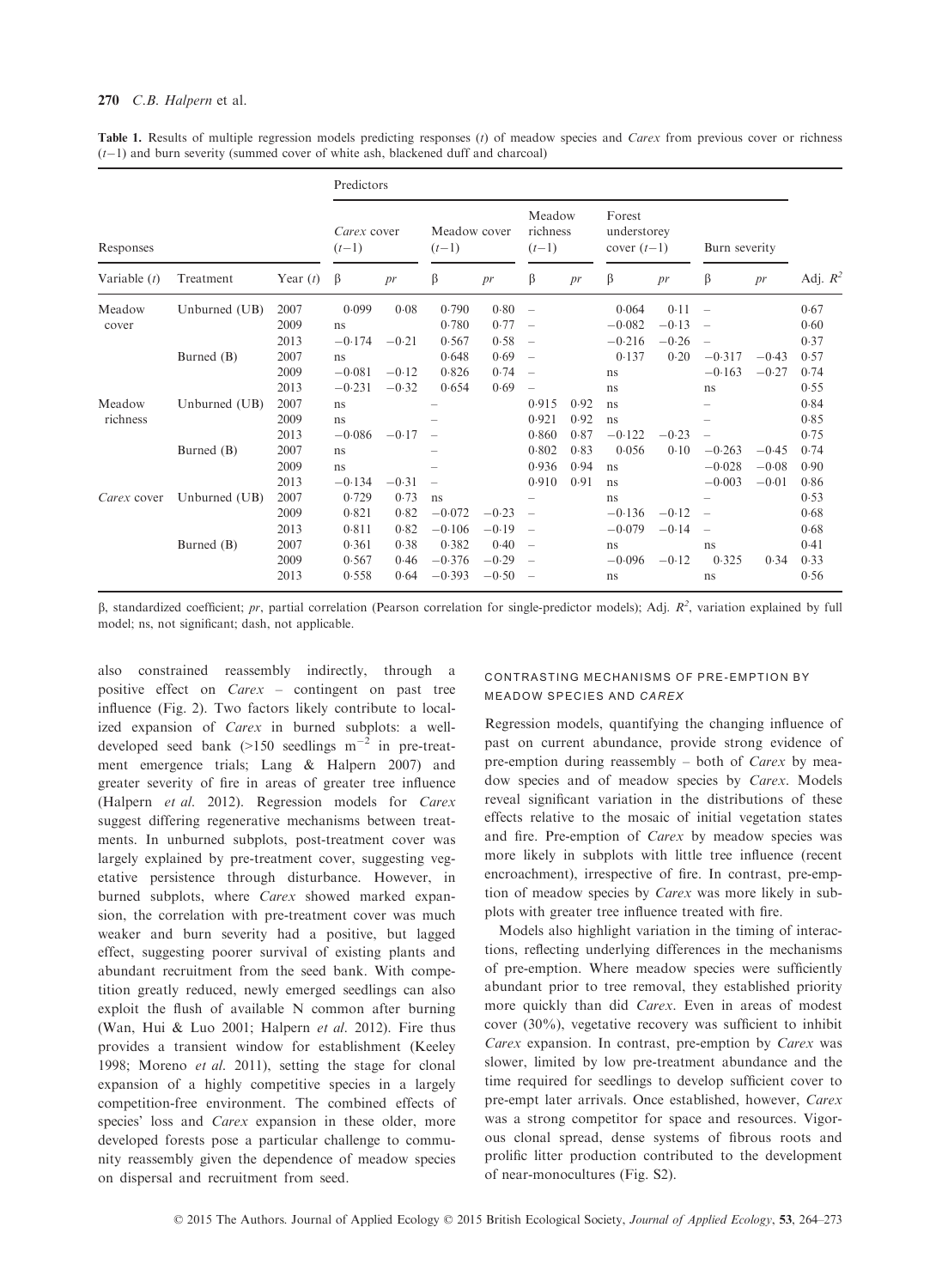**Table 1.** Results of multiple regression models predicting responses ($t$) of meadow species and *Carex* from previous cover or richness ($t-1$) and burn severity (summed cover of white ash, blackened duff and charcoal)

| Responses | | | Predictors | | | | | | | | | | |
|---|---|---|---|---|---|---|---|---|---|---|---|---|---|
| | | | *Carex* cover ($t-1$) | | Meadow cover ($t-1$) | | Meadow richness ($t-1$) | | Forest understorey cover ($t-1$) | | Burn severity | | |
| Variable ($t$) | Treatment | Year ($t$) | β | *pr* | β | *pr* | β | *pr* | β | *pr* | β | *pr* | Adj. $R^2$ |
| Meadow cover | Unburned (UB) | 2007 | 0·099 | 0·08 | 0·790 | 0·80 | – | | 0·064 | 0·11 | – | | 0·67 |
| | | 2009 | ns | | 0·780 | 0·77 | – | | −0·082 | −0·13 | – | | 0·60 |
| | | 2013 | −0·174 | −0·21 | 0·567 | 0·58 | – | | −0·216 | −0·26 | – | | 0·37 |
| | Burned (B) | 2007 | ns | | 0·648 | 0·69 | – | | 0·137 | 0·20 | −0·317 | −0·43 | 0·57 |
| | | 2009 | −0·081 | −0·12 | 0·826 | 0·74 | – | | ns | | −0·163 | −0·27 | 0·74 |
| | | 2013 | −0·231 | −0·32 | 0·654 | 0·69 | – | | ns | | ns | | 0·55 |
| Meadow richness | Unburned (UB) | 2007 | ns | | – | | 0·915 | 0·92 | ns | | – | | 0·84 |
| | | 2009 | ns | | – | | 0·921 | 0·92 | ns | | – | | 0·85 |
| | | 2013 | −0·086 | −0·17 | – | | 0·860 | 0·87 | −0·122 | −0·23 | – | | 0·75 |
| | Burned (B) | 2007 | ns | | – | | 0·802 | 0·83 | 0·056 | 0·10 | −0·263 | −0·45 | 0·74 |
| | | 2009 | ns | | – | | 0·936 | 0·94 | ns | | −0·028 | −0·08 | 0·90 |
| | | 2013 | −0·134 | −0·31 | – | | 0·910 | 0·91 | ns | | −0·003 | −0·01 | 0·86 |
| *Carex* cover | Unburned (UB) | 2007 | 0·729 | 0·73 | ns | | – | | ns | | – | | 0·53 |
| | | 2009 | 0·821 | 0·82 | −0·072 | −0·23 | – | | −0·136 | −0·12 | – | | 0·68 |
| | | 2013 | 0·811 | 0·82 | −0·106 | −0·19 | – | | −0·079 | −0·14 | – | | 0·68 |
| | Burned (B) | 2007 | 0·361 | 0·38 | 0·382 | 0·40 | – | | ns | | ns | | 0·41 |
| | | 2009 | 0·567 | 0·46 | −0·376 | −0·29 | – | | −0·096 | −0·12 | 0·325 | 0·34 | 0·33 |
| | | 2013 | 0·558 | 0·64 | −0·393 | −0·50 | – | | ns | | ns | | 0·56 |

β, standardized coefficient; *pr*, partial correlation (Pearson correlation for single-predictor models); Adj. $R^2$, variation explained by full model; ns, not significant; dash, not applicable.

also constrained reassembly indirectly, through a positive effect on *Carex* – contingent on past tree influence (Fig. 2). Two factors likely contribute to localized expansion of *Carex* in burned subplots: a well-developed seed bank (>150 seedlings $m^{-2}$ in pre-treatment emergence trials; Lang & Halpern 2007) and greater severity of fire in areas of greater tree influence (Halpern *et al.* 2012). Regression models for *Carex* suggest differing regenerative mechanisms between treatments. In unburned subplots, post-treatment cover was largely explained by pre-treatment cover, suggesting vegetative persistence through disturbance. However, in burned subplots, where *Carex* showed marked expansion, the correlation with pre-treatment cover was much weaker and burn severity had a positive, but lagged effect, suggesting poorer survival of existing plants and abundant recruitment from the seed bank. With competition greatly reduced, newly emerged seedlings can also exploit the flush of available N common after burning (Wan, Hui & Luo 2001; Halpern *et al.* 2012). Fire thus provides a transient window for establishment (Keeley 1998; Moreno *et al.* 2011), setting the stage for clonal expansion of a highly competitive species in a largely competition-free environment. The combined effects of species' loss and *Carex* expansion in these older, more developed forests pose a particular challenge to community reassembly given the dependence of meadow species on dispersal and recruitment from seed.

### CONTRASTING MECHANISMS OF PRE-EMPTION BY MEADOW SPECIES AND *CAREX*

Regression models, quantifying the changing influence of past on current abundance, provide strong evidence of pre-emption during reassembly – both of *Carex* by meadow species and of meadow species by *Carex*. Models reveal significant variation in the distributions of these effects relative to the mosaic of initial vegetation states and fire. Pre-emption of *Carex* by meadow species was more likely in subplots with little tree influence (recent encroachment), irrespective of fire. In contrast, pre-emption of meadow species by *Carex* was more likely in subplots with greater tree influence treated with fire.

Models also highlight variation in the timing of interactions, reflecting underlying differences in the mechanisms of pre-emption. Where meadow species were sufficiently abundant prior to tree removal, they established priority more quickly than did *Carex*. Even in areas of modest cover (30%), vegetative recovery was sufficient to inhibit *Carex* expansion. In contrast, pre-emption by *Carex* was slower, limited by low pre-treatment abundance and the time required for seedlings to develop sufficient cover to pre-empt later arrivals. Once established, however, *Carex* was a strong competitor for space and resources. Vigorous clonal spread, dense systems of fibrous roots and prolific litter production contributed to the development of near-monocultures (Fig. S2).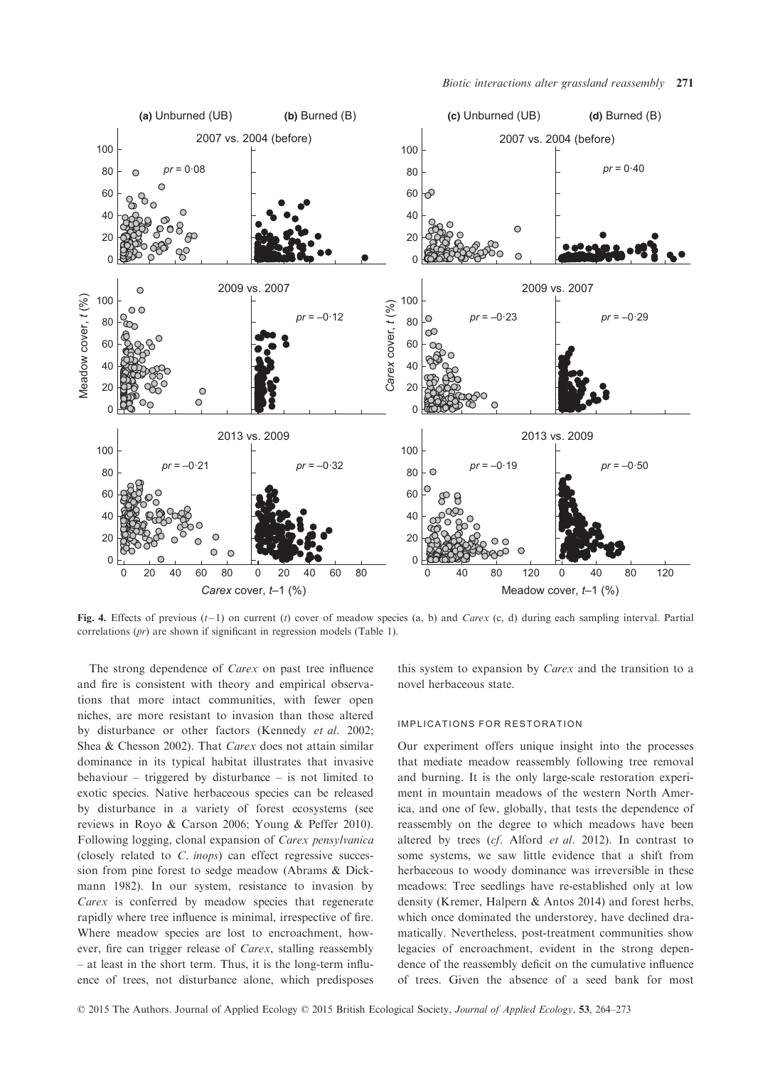**Fig. 4.** Effects of previous ($t-1$) on current ($t$) cover of meadow species (a, b) and *Carex* (c, d) during each sampling interval. Partial correlations ($pr$) are shown if significant in regression models (Table 1).

The strong dependence of *Carex* on past tree influence and fire is consistent with theory and empirical observations that more intact communities, with fewer open niches, are more resistant to invasion than those altered by disturbance or other factors (Kennedy *et al.* 2002; Shea & Chesson 2002). That *Carex* does not attain similar dominance in its typical habitat illustrates that invasive behaviour – triggered by disturbance – is not limited to exotic species. Native herbaceous species can be released by disturbance in a variety of forest ecosystems (see reviews in Royo & Carson 2006; Young & Peffer 2010). Following logging, clonal expansion of *Carex pensylvanica* (closely related to *C. inops*) can effect regressive succession from pine forest to sedge meadow (Abrams & Dickmann 1982). In our system, resistance to invasion by *Carex* is conferred by meadow species that regenerate rapidly where tree influence is minimal, irrespective of fire. Where meadow species are lost to encroachment, however, fire can trigger release of *Carex*, stalling reassembly – at least in the short term. Thus, it is the long-term influence of trees, not disturbance alone, which predisposes this system to expansion by *Carex* and the transition to a novel herbaceous state.

#### IMPLICATIONS FOR RESTORATION

Our experiment offers unique insight into the processes that mediate meadow reassembly following tree removal and burning. It is the only large-scale restoration experiment in mountain meadows of the western North America, and one of few, globally, that tests the dependence of reassembly on the degree to which meadows have been altered by trees (*cf*. Alford *et al.* 2012). In contrast to some systems, we saw little evidence that a shift from herbaceous to woody dominance was irreversible in these meadows: Tree seedlings have re-established only at low density (Kremer, Halpern & Antos 2014) and forest herbs, which once dominated the understorey, have declined dramatically. Nevertheless, post-treatment communities show legacies of encroachment, evident in the strong dependence of the reassembly deficit on the cumulative influence of trees. Given the absence of a seed bank for most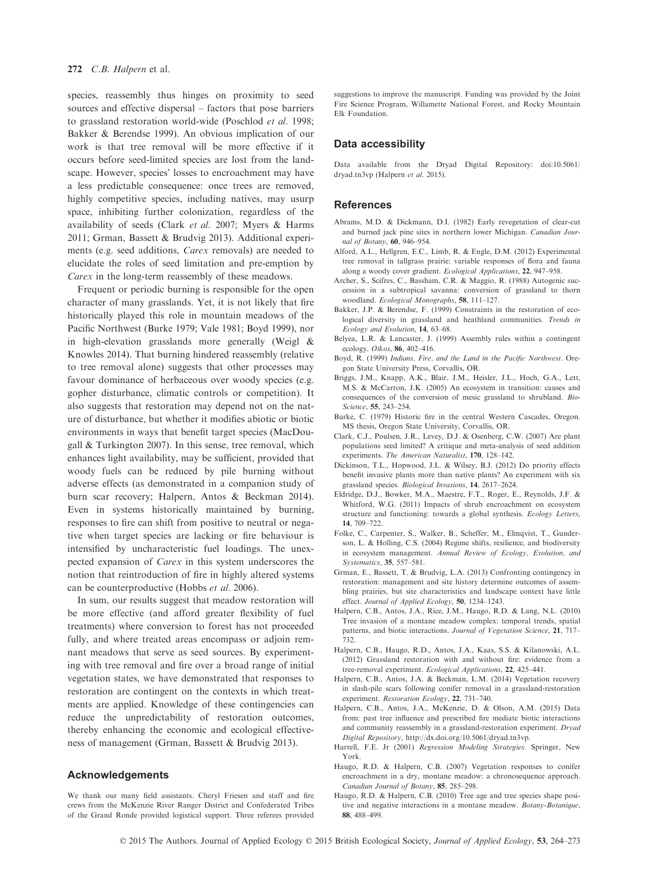species, reassembly thus hinges on proximity to seed sources and effective dispersal – factors that pose barriers to grassland restoration world-wide (Poschlod *et al*. 1998; Bakker & Berendse 1999). An obvious implication of our work is that tree removal will be more effective if it occurs before seed-limited species are lost from the landscape. However, species' losses to encroachment may have a less predictable consequence: once trees are removed, highly competitive species, including natives, may usurp space, inhibiting further colonization, regardless of the availability of seeds (Clark *et al*. 2007; Myers & Harms 2011; Grman, Bassett & Brudvig 2013). Additional experiments (e.g. seed additions, *Carex* removals) are needed to elucidate the roles of seed limitation and pre-emption by *Carex* in the long-term reassembly of these meadows.

Frequent or periodic burning is responsible for the open character of many grasslands. Yet, it is not likely that fire historically played this role in mountain meadows of the Pacific Northwest (Burke 1979; Vale 1981; Boyd 1999), nor in high-elevation grasslands more generally (Weigl & Knowles 2014). That burning hindered reassembly (relative to tree removal alone) suggests that other processes may favour dominance of herbaceous over woody species (e.g. gopher disturbance, climatic controls or competition). It also suggests that restoration may depend not on the nature of disturbance, but whether it modifies abiotic or biotic environments in ways that benefit target species (MacDougall & Turkington 2007). In this sense, tree removal, which enhances light availability, may be sufficient, provided that woody fuels can be reduced by pile burning without adverse effects (as demonstrated in a companion study of burn scar recovery; Halpern, Antos & Beckman 2014). Even in systems historically maintained by burning, responses to fire can shift from positive to neutral or negative when target species are lacking or fire behaviour is intensified by uncharacteristic fuel loadings. The unexpected expansion of *Carex* in this system underscores the notion that reintroduction of fire in highly altered systems can be counterproductive (Hobbs *et al*. 2006).

In sum, our results suggest that meadow restoration will be more effective (and afford greater flexibility of fuel treatments) where conversion to forest has not proceeded fully, and where treated areas encompass or adjoin remnant meadows that serve as seed sources. By experimenting with tree removal and fire over a broad range of initial vegetation states, we have demonstrated that responses to restoration are contingent on the contexts in which treatments are applied. Knowledge of these contingencies can reduce the unpredictability of restoration outcomes, thereby enhancing the economic and ecological effectiveness of management (Grman, Bassett & Brudvig 2013).

## Acknowledgements

We thank our many field assistants. Cheryl Friesen and staff and fire crews from the McKenzie River Ranger District and Confederated Tribes of the Grand Ronde provided logistical support. Three referees provided suggestions to improve the manuscript. Funding was provided by the Joint Fire Science Program, Willamette National Forest, and Rocky Mountain Elk Foundation.

## Data accessibility

Data available from the Dryad Digital Repository: doi:10.5061/dryad.tn3vp (Halpern *et al*. 2015).

## References

Abrams, M.D. & Dickmann, D.I. (1982) Early revegetation of clear-cut and burned jack pine sites in northern lower Michigan. *Canadian Journal of Botany*, **60**, 946–954.

Alford, A.L., Hellgren, E.C., Limb, R. & Engle, D.M. (2012) Experimental tree removal in tallgrass prairie: variable responses of flora and fauna along a woody cover gradient. *Ecological Applications*, **22**, 947–958.

Archer, S., Scifres, C., Bassham, C.R. & Maggio, R. (1988) Autogenic succession in a subtropical savanna: conversion of grassland to thorn woodland. *Ecological Monographs*, **58**, 111–127.

Bakker, J.P. & Berendse, F. (1999) Constraints in the restoration of ecological diversity in grassland and heathland communities. *Trends in Ecology and Evolution*, **14**, 63–68.

Belyea, L.R. & Lancaster, J. (1999) Assembly rules within a contingent ecology. *Oikos*, **86**, 402–416.

Boyd, R. (1999) *Indians, Fire, and the Land in the Pacific Northwest*. Oregon State University Press, Corvallis, OR.

Briggs, J.M., Knapp, A.K., Blair, J.M., Heisler, J.L., Hoch, G.A., Lett, M.S. & McCarron, J.K. (2005) An ecosystem in transition: causes and consequences of the conversion of mesic grassland to shrubland. *BioScience*, **55**, 243–254.

Burke, C. (1979) Historic fire in the central Western Cascades, Oregon. MS thesis, Oregon State University, Corvallis, OR.

Clark, C.J., Poulsen, J.R., Levey, D.J. & Osenberg, C.W. (2007) Are plant populations seed limited? A critique and meta-analysis of seed addition experiments. *The American Naturalist*, **170**, 128–142.

Dickinson, T.L., Hopwood, J.L. & Wilsey, B.J. (2012) Do priority effects benefit invasive plants more than native plants? An experiment with six grassland species. *Biological Invasions*, **14**, 2617–2624.

Eldridge, D.J., Bowker, M.A., Maestre, F.T., Roger, E., Reynolds, J.F. & Whitford, W.G. (2011) Impacts of shrub encroachment on ecosystem structure and functioning: towards a global synthesis. *Ecology Letters*, **14**, 709–722.

Folke, C., Carpenter, S., Walker, B., Scheffer, M., Elmqvist, T., Gunderson, L. & Holling, C.S. (2004) Regime shifts, resilience, and biodiversity in ecosystem management. *Annual Review of Ecology, Evolution, and Systematics*, **35**, 557–581.

Grman, E., Bassett, T. & Brudvig, L.A. (2013) Confronting contingency in restoration: management and site history determine outcomes of assembling prairies, but site characteristics and landscape context have little effect. *Journal of Applied Ecology*, **50**, 1234–1243.

Halpern, C.B., Antos, J.A., Rice, J.M., Haugo, R.D. & Lang, N.L. (2010) Tree invasion of a montane meadow complex: temporal trends, spatial patterns, and biotic interactions. *Journal of Vegetation Science*, **21**, 717–732.

Halpern, C.B., Haugo, R.D., Antos, J.A., Kaas, S.S. & Kilanowski, A.L. (2012) Grassland restoration with and without fire: evidence from a tree-removal experiment. *Ecological Applications*, **22**, 425–441.

Halpern, C.B., Antos, J.A. & Beckman, L.M. (2014) Vegetation recovery in slash-pile scars following conifer removal in a grassland-restoration experiment. *Restoration Ecology*, **22**, 731–740.

Halpern, C.B., Antos, J.A., McKenzie, D. & Olson, A.M. (2015) Data from: past tree influence and prescribed fire mediate biotic interactions and community reassembly in a grassland-restoration experiment. *Dryad Digital Repository*, http://dx.doi.org/10.5061/dryad.tn3vp.

Harrell, F.E. Jr (2001) *Regression Modeling Strategies*. Springer, New York.

Haugo, R.D. & Halpern, C.B. (2007) Vegetation responses to conifer encroachment in a dry, montane meadow: a chronosequence approach. *Canadian Journal of Botany*, **85**, 285–298.

Haugo, R.D. & Halpern, C.B. (2010) Tree age and tree species shape positive and negative interactions in a montane meadow. *Botany-Botanique*, **88**, 488–499.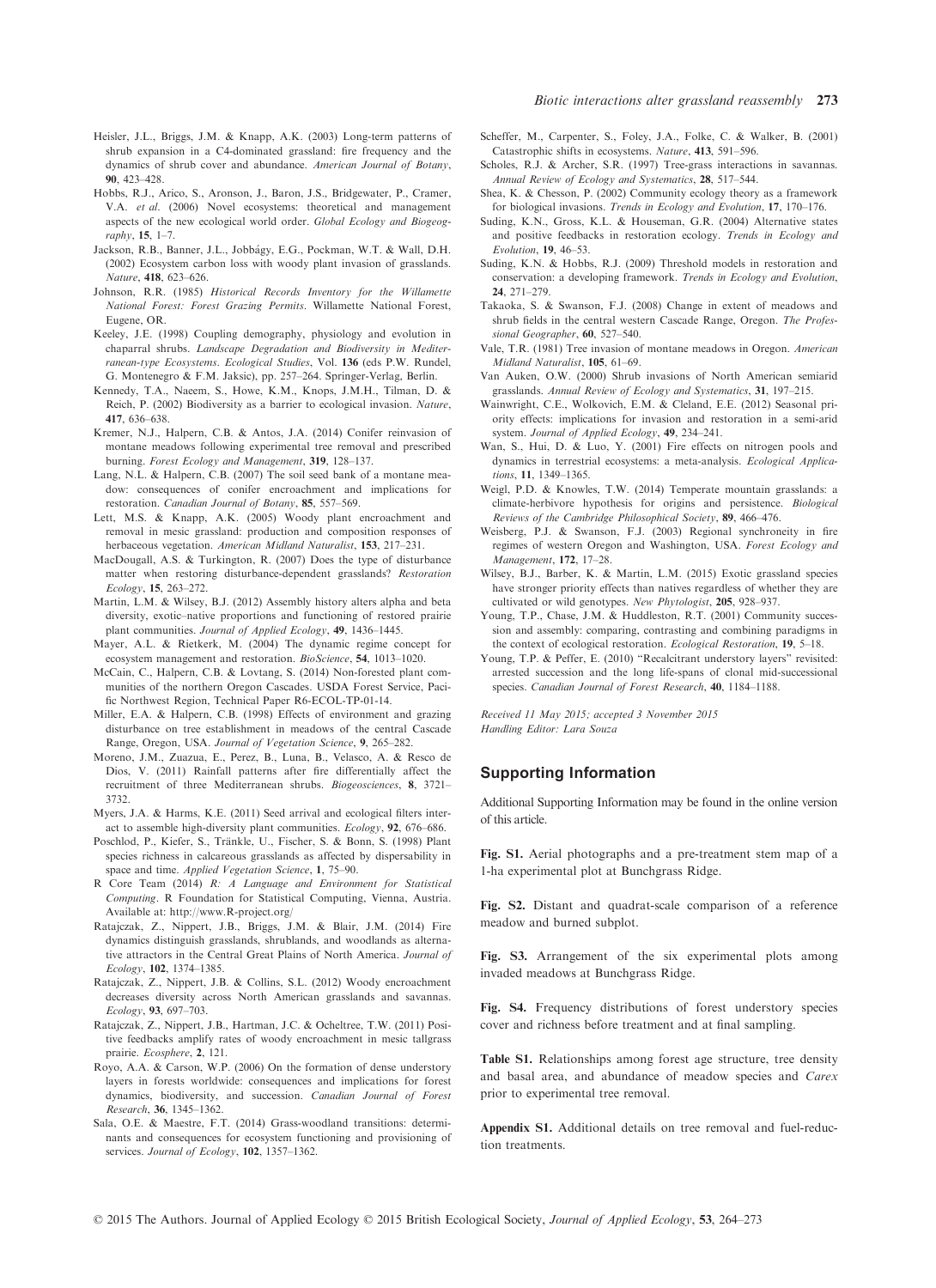Heisler, J.L., Briggs, J.M. & Knapp, A.K. (2003) Long-term patterns of shrub expansion in a C4-dominated grassland: fire frequency and the dynamics of shrub cover and abundance. *American Journal of Botany*, **90**, 423–428.

Hobbs, R.J., Arico, S., Aronson, J., Baron, J.S., Bridgewater, P., Cramer, V.A. *et al.* (2006) Novel ecosystems: theoretical and management aspects of the new ecological world order. *Global Ecology and Biogeography*, **15**, 1–7.

Jackson, R.B., Banner, J.L., Jobbágy, E.G., Pockman, W.T. & Wall, D.H. (2002) Ecosystem carbon loss with woody plant invasion of grasslands. *Nature*, **418**, 623–626.

Johnson, R.R. (1985) *Historical Records Inventory for the Willamette National Forest: Forest Grazing Permits*. Willamette National Forest, Eugene, OR.

Keeley, J.E. (1998) Coupling demography, physiology and evolution in chaparral shrubs. *Landscape Degradation and Biodiversity in Mediterranean-type Ecosystems*. *Ecological Studies*, Vol. **136** (eds P.W. Rundel, G. Montenegro & F.M. Jaksic), pp. 257–264. Springer-Verlag, Berlin.

Kennedy, T.A., Naeem, S., Howe, K.M., Knops, J.M.H., Tilman, D. & Reich, P. (2002) Biodiversity as a barrier to ecological invasion. *Nature*, **417**, 636–638.

Kremer, N.J., Halpern, C.B. & Antos, J.A. (2014) Conifer reinvasion of montane meadows following experimental tree removal and prescribed burning. *Forest Ecology and Management*, **319**, 128–137.

Lang, N.L. & Halpern, C.B. (2007) The soil seed bank of a montane meadow: consequences of conifer encroachment and implications for restoration. *Canadian Journal of Botany*, **85**, 557–569.

Lett, M.S. & Knapp, A.K. (2005) Woody plant encroachment and removal in mesic grassland: production and composition responses of herbaceous vegetation. *American Midland Naturalist*, **153**, 217–231.

MacDougall, A.S. & Turkington, R. (2007) Does the type of disturbance matter when restoring disturbance-dependent grasslands? *Restoration Ecology*, **15**, 263–272.

Martin, L.M. & Wilsey, B.J. (2012) Assembly history alters alpha and beta diversity, exotic–native proportions and functioning of restored prairie plant communities. *Journal of Applied Ecology*, **49**, 1436–1445.

Mayer, A.L. & Rietkerk, M. (2004) The dynamic regime concept for ecosystem management and restoration. *BioScience*, **54**, 1013–1020.

McCain, C., Halpern, C.B. & Lovtang, S. (2014) Non-forested plant communities of the northern Oregon Cascades. USDA Forest Service, Pacific Northwest Region, Technical Paper R6-ECOL-TP-01-14.

Miller, E.A. & Halpern, C.B. (1998) Effects of environment and grazing disturbance on tree establishment in meadows of the central Cascade Range, Oregon, USA. *Journal of Vegetation Science*, **9**, 265–282.

Moreno, J.M., Zuazua, E., Perez, B., Luna, B., Velasco, A. & Resco de Dios, V. (2011) Rainfall patterns after fire differentially affect the recruitment of three Mediterranean shrubs. *Biogeosciences*, **8**, 3721–3732.

Myers, J.A. & Harms, K.E. (2011) Seed arrival and ecological filters interact to assemble high-diversity plant communities. *Ecology*, **92**, 676–686.

Poschlod, P., Kiefer, S., Tränkle, U., Fischer, S. & Bonn, S. (1998) Plant species richness in calcareous grasslands as affected by dispersability in space and time. *Applied Vegetation Science*, **1**, 75–90.

R Core Team (2014) *R: A Language and Environment for Statistical Computing*. R Foundation for Statistical Computing, Vienna, Austria. Available at: http://www.R-project.org/

Ratajczak, Z., Nippert, J.B., Briggs, J.M. & Blair, J.M. (2014) Fire dynamics distinguish grasslands, shrublands, and woodlands as alternative attractors in the Central Great Plains of North America. *Journal of Ecology*, **102**, 1374–1385.

Ratajczak, Z., Nippert, J.B. & Collins, S.L. (2012) Woody encroachment decreases diversity across North American grasslands and savannas. *Ecology*, **93**, 697–703.

Ratajczak, Z., Nippert, J.B., Hartman, J.C. & Ocheltree, T.W. (2011) Positive feedbacks amplify rates of woody encroachment in mesic tallgrass prairie. *Ecosphere*, **2**, 121.

Royo, A.A. & Carson, W.P. (2006) On the formation of dense understory layers in forests worldwide: consequences and implications for forest dynamics, biodiversity, and succession. *Canadian Journal of Forest Research*, **36**, 1345–1362.

Sala, O.E. & Maestre, F.T. (2014) Grass-woodland transitions: determinants and consequences for ecosystem functioning and provisioning of services. *Journal of Ecology*, **102**, 1357–1362.

Scheffer, M., Carpenter, S., Foley, J.A., Folke, C. & Walker, B. (2001) Catastrophic shifts in ecosystems. *Nature*, **413**, 591–596.

Scholes, R.J. & Archer, S.R. (1997) Tree-grass interactions in savannas. *Annual Review of Ecology and Systematics*, **28**, 517–544.

Shea, K. & Chesson, P. (2002) Community ecology theory as a framework for biological invasions. *Trends in Ecology and Evolution*, **17**, 170–176.

Suding, K.N., Gross, K.L. & Houseman, G.R. (2004) Alternative states and positive feedbacks in restoration ecology. *Trends in Ecology and Evolution*, **19**, 46–53.

Suding, K.N. & Hobbs, R.J. (2009) Threshold models in restoration and conservation: a developing framework. *Trends in Ecology and Evolution*, **24**, 271–279.

Takaoka, S. & Swanson, F.J. (2008) Change in extent of meadows and shrub fields in the central western Cascade Range, Oregon. *The Professional Geographer*, **60**, 527–540.

Vale, T.R. (1981) Tree invasion of montane meadows in Oregon. *American Midland Naturalist*, **105**, 61–69.

Van Auken, O.W. (2000) Shrub invasions of North American semiarid grasslands. *Annual Review of Ecology and Systematics*, **31**, 197–215.

Wainwright, C.E., Wolkovich, E.M. & Cleland, E.E. (2012) Seasonal priority effects: implications for invasion and restoration in a semi-arid system. *Journal of Applied Ecology*, **49**, 234–241.

Wan, S., Hui, D. & Luo, Y. (2001) Fire effects on nitrogen pools and dynamics in terrestrial ecosystems: a meta-analysis. *Ecological Applications*, **11**, 1349–1365.

Weigl, P.D. & Knowles, T.W. (2014) Temperate mountain grasslands: a climate-herbivore hypothesis for origins and persistence. *Biological Reviews of the Cambridge Philosophical Society*, **89**, 466–476.

Weisberg, P.J. & Swanson, F.J. (2003) Regional synchroneity in fire regimes of western Oregon and Washington, USA. *Forest Ecology and Management*, **172**, 17–28.

Wilsey, B.J., Barber, K. & Martin, L.M. (2015) Exotic grassland species have stronger priority effects than natives regardless of whether they are cultivated or wild genotypes. *New Phytologist*, **205**, 928–937.

Young, T.P., Chase, J.M. & Huddleston, R.T. (2001) Community succession and assembly: comparing, contrasting and combining paradigms in the context of ecological restoration. *Ecological Restoration*, **19**, 5–18.

Young, T.P. & Peffer, E. (2010) "Recalcitrant understory layers" revisited: arrested succession and the long life-spans of clonal mid-successional species. *Canadian Journal of Forest Research*, **40**, 1184–1188.

*Received 11 May 2015; accepted 3 November 2015*
*Handling Editor: Lara Souza*

## Supporting Information

Additional Supporting Information may be found in the online version of this article.

**Fig. S1.** Aerial photographs and a pre-treatment stem map of a 1-ha experimental plot at Bunchgrass Ridge.

**Fig. S2.** Distant and quadrat-scale comparison of a reference meadow and burned subplot.

**Fig. S3.** Arrangement of the six experimental plots among invaded meadows at Bunchgrass Ridge.

**Fig. S4.** Frequency distributions of forest understory species cover and richness before treatment and at final sampling.

**Table S1.** Relationships among forest age structure, tree density and basal area, and abundance of meadow species and *Carex* prior to experimental tree removal.

**Appendix S1.** Additional details on tree removal and fuel-reduction treatments.